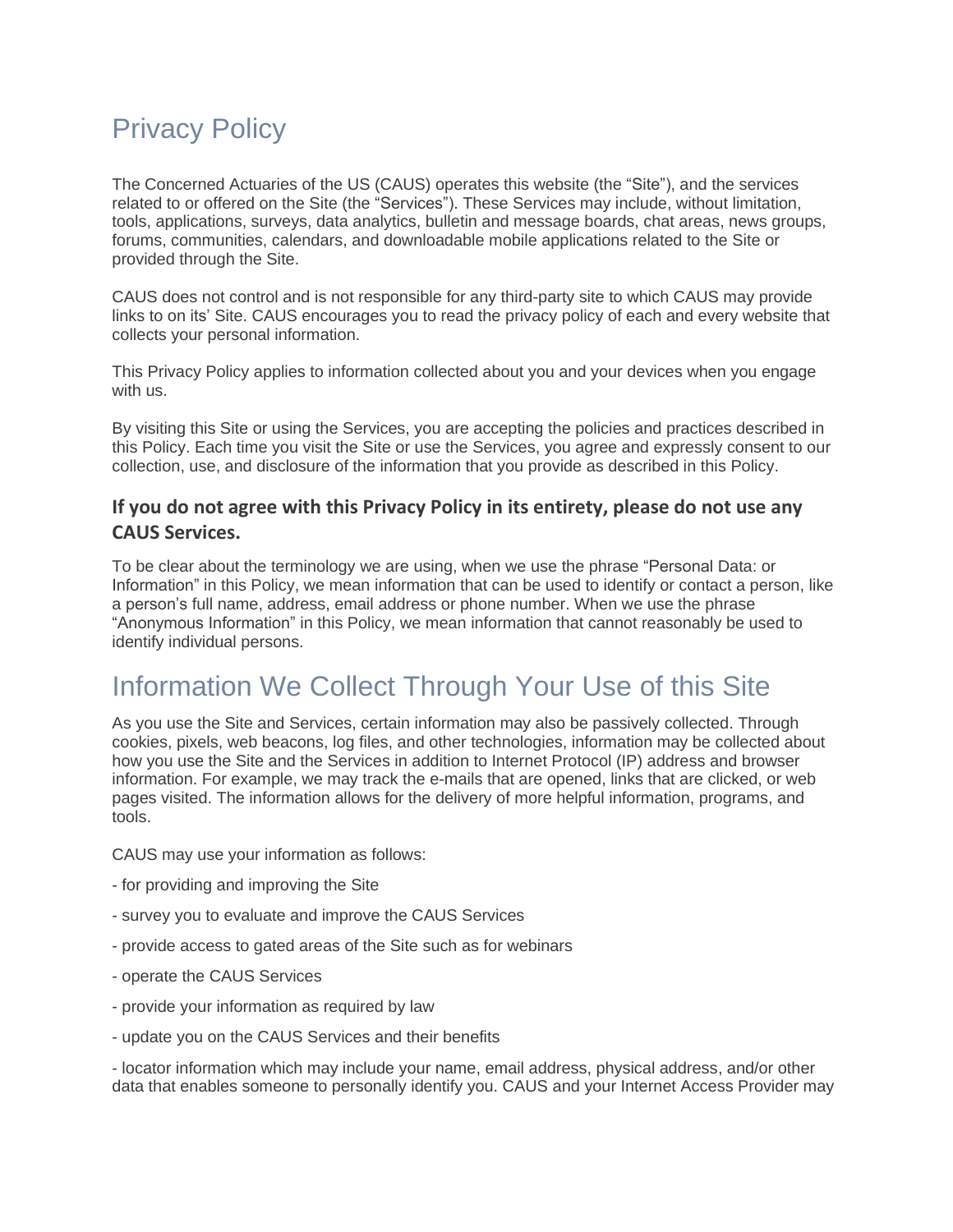# Privacy Policy

The Concerned Actuaries of the US (CAUS) operates this website (the "Site"), and the services related to or offered on the Site (the "Services"). These Services may include, without limitation, tools, applications, surveys, data analytics, bulletin and message boards, chat areas, news groups, forums, communities, calendars, and downloadable mobile applications related to the Site or provided through the Site.

CAUS does not control and is not responsible for any third-party site to which CAUS may provide links to on its' Site. CAUS encourages you to read the privacy policy of each and every website that collects your personal information.

This Privacy Policy applies to information collected about you and your devices when you engage with us.

By visiting this Site or using the Services, you are accepting the policies and practices described in this Policy. Each time you visit the Site or use the Services, you agree and expressly consent to our collection, use, and disclosure of the information that you provide as described in this Policy.

### If you do not agree with this Privacy Policy in its entirety, please do not use any CAUS Services.

To be clear about the terminology we are using, when we use the phrase "Personal Data: or Information" in this Policy, we mean information that can be used to identify or contact a person, like a person's full name, address, email address or phone number. When we use the phrase "Anonymous Information" in this Policy, we mean information that cannot reasonably be used to identify individual persons.

# Information We Collect Through Your Use of this Site

As you use the Site and Services, certain information may also be passively collected. Through cookies, pixels, web beacons, log files, and other technologies, information may be collected about how you use the Site and the Services in addition to Internet Protocol (IP) address and browser information. For example, we may track the e-mails that are opened, links that are clicked, or web pages visited. The information allows for the delivery of more helpful information, programs, and tools.

CAUS may use your information as follows:

- for providing and improving the Site

- survey you to evaluate and improve the CAUS Services

- provide access to gated areas of the Site such as for webinars

- operate the CAUS Services

- provide your information as required by law

- update you on the CAUS Services and their benefits

- locator information which may include your name, email address, physical address, and/or other data that enables someone to personally identify you. CAUS and your Internet Access Provider may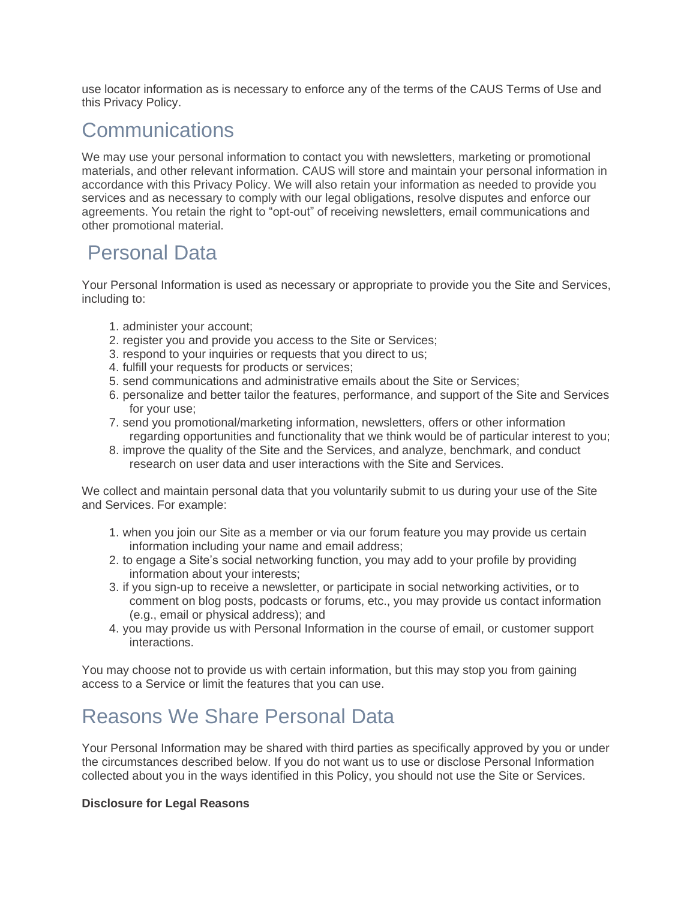use locator information as is necessary to enforce any of the terms of the CAUS Terms of Use and this Privacy Policy.

## Communications

We may use your personal information to contact you with newsletters, marketing or promotional materials, and other relevant information. CAUS will store and maintain your personal information in accordance with this Privacy Policy. We will also retain your information as needed to provide you services and as necessary to comply with our legal obligations, resolve disputes and enforce our agreements. You retain the right to "opt-out" of receiving newsletters, email communications and other promotional material.

## Personal Data

Your Personal Information is used as necessary or appropriate to provide you the Site and Services, including to:

1. administer your account;
2. register you and provide you access to the Site or Services;
3. respond to your inquiries or requests that you direct to us;
4. fulfill your requests for products or services;
5. send communications and administrative emails about the Site or Services;
6. personalize and better tailor the features, performance, and support of the Site and Services for your use;
7. send you promotional/marketing information, newsletters, offers or other information regarding opportunities and functionality that we think would be of particular interest to you;
8. improve the quality of the Site and the Services, and analyze, benchmark, and conduct research on user data and user interactions with the Site and Services.

We collect and maintain personal data that you voluntarily submit to us during your use of the Site and Services. For example:

1. when you join our Site as a member or via our forum feature you may provide us certain information including your name and email address;
2. to engage a Site's social networking function, you may add to your profile by providing information about your interests;
3. if you sign-up to receive a newsletter, or participate in social networking activities, or to comment on blog posts, podcasts or forums, etc., you may provide us contact information (e.g., email or physical address); and
4. you may provide us with Personal Information in the course of email, or customer support interactions.

You may choose not to provide us with certain information, but this may stop you from gaining access to a Service or limit the features that you can use.

## Reasons We Share Personal Data

Your Personal Information may be shared with third parties as specifically approved by you or under the circumstances described below. If you do not want us to use or disclose Personal Information collected about you in the ways identified in this Policy, you should not use the Site or Services.

**Disclosure for Legal Reasons**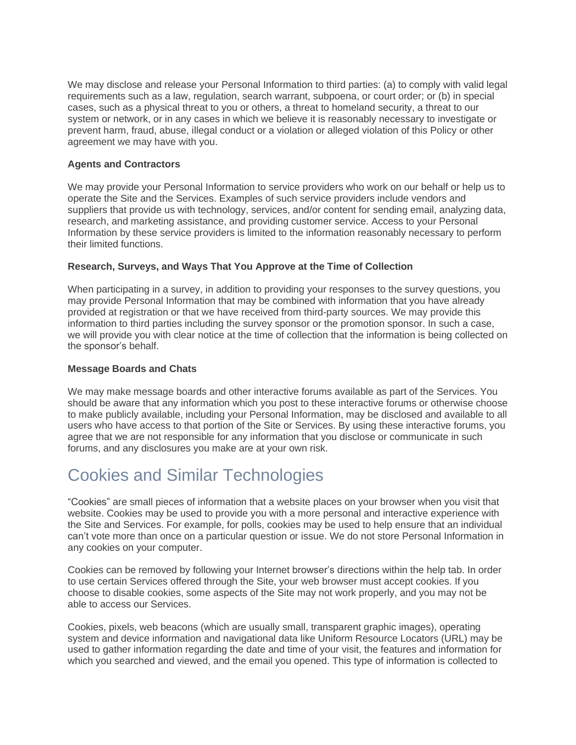We may disclose and release your Personal Information to third parties: (a) to comply with valid legal requirements such as a law, regulation, search warrant, subpoena, or court order; or (b) in special cases, such as a physical threat to you or others, a threat to homeland security, a threat to our system or network, or in any cases in which we believe it is reasonably necessary to investigate or prevent harm, fraud, abuse, illegal conduct or a violation or alleged violation of this Policy or other agreement we may have with you.

**Agents and Contractors**

We may provide your Personal Information to service providers who work on our behalf or help us to operate the Site and the Services. Examples of such service providers include vendors and suppliers that provide us with technology, services, and/or content for sending email, analyzing data, research, and marketing assistance, and providing customer service. Access to your Personal Information by these service providers is limited to the information reasonably necessary to perform their limited functions.

**Research, Surveys, and Ways That You Approve at the Time of Collection**

When participating in a survey, in addition to providing your responses to the survey questions, you may provide Personal Information that may be combined with information that you have already provided at registration or that we have received from third-party sources. We may provide this information to third parties including the survey sponsor or the promotion sponsor. In such a case, we will provide you with clear notice at the time of collection that the information is being collected on the sponsor's behalf.

**Message Boards and Chats**

We may make message boards and other interactive forums available as part of the Services. You should be aware that any information which you post to these interactive forums or otherwise choose to make publicly available, including your Personal Information, may be disclosed and available to all users who have access to that portion of the Site or Services. By using these interactive forums, you agree that we are not responsible for any information that you disclose or communicate in such forums, and any disclosures you make are at your own risk.

## Cookies and Similar Technologies

"Cookies" are small pieces of information that a website places on your browser when you visit that website. Cookies may be used to provide you with a more personal and interactive experience with the Site and Services. For example, for polls, cookies may be used to help ensure that an individual can't vote more than once on a particular question or issue. We do not store Personal Information in any cookies on your computer.

Cookies can be removed by following your Internet browser's directions within the help tab. In order to use certain Services offered through the Site, your web browser must accept cookies. If you choose to disable cookies, some aspects of the Site may not work properly, and you may not be able to access our Services.

Cookies, pixels, web beacons (which are usually small, transparent graphic images), operating system and device information and navigational data like Uniform Resource Locators (URL) may be used to gather information regarding the date and time of your visit, the features and information for which you searched and viewed, and the email you opened. This type of information is collected to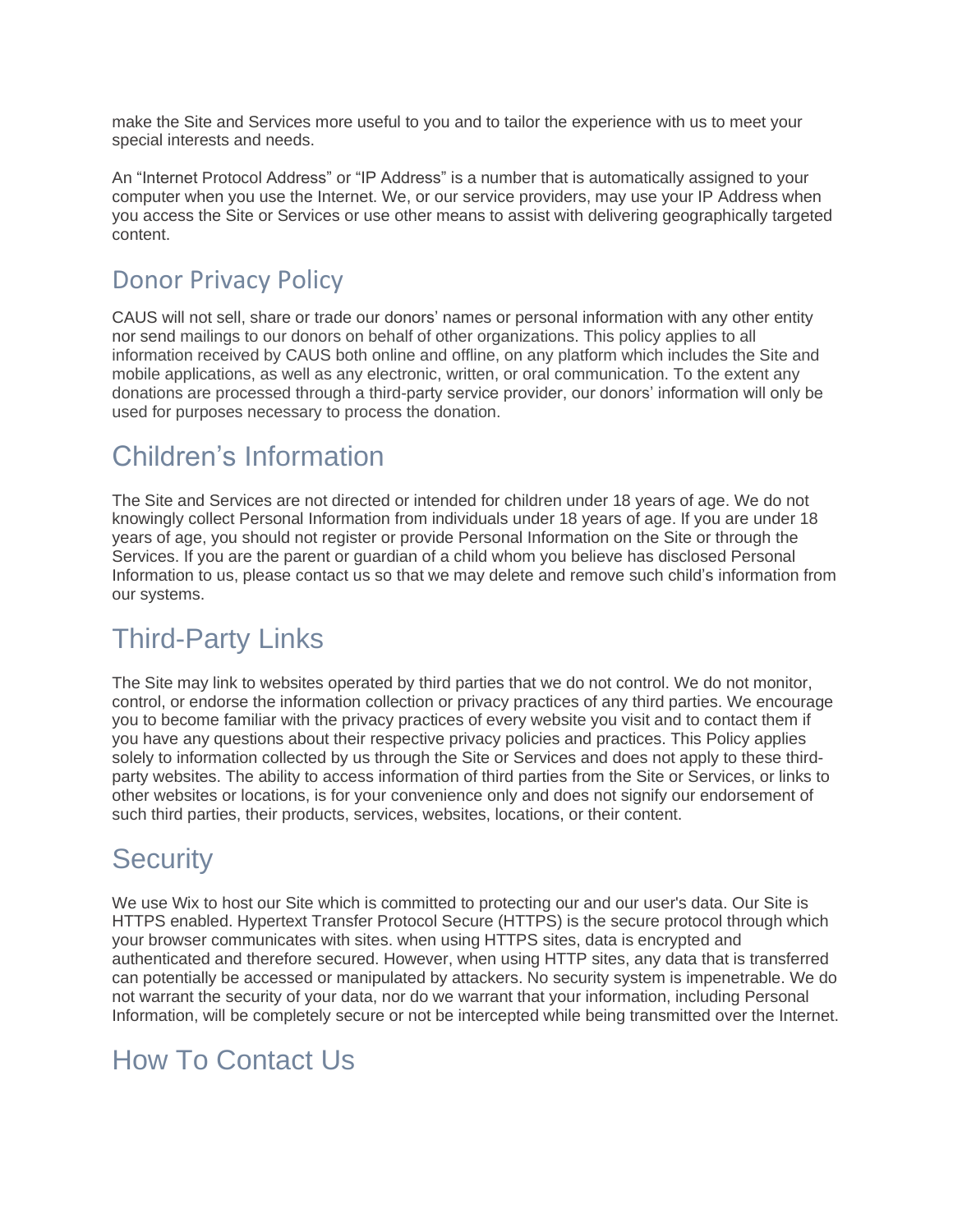make the Site and Services more useful to you and to tailor the experience with us to meet your special interests and needs.

An “Internet Protocol Address” or “IP Address” is a number that is automatically assigned to your computer when you use the Internet. We, or our service providers, may use your IP Address when you access the Site or Services or use other means to assist with delivering geographically targeted content.

## Donor Privacy Policy

CAUS will not sell, share or trade our donors’ names or personal information with any other entity nor send mailings to our donors on behalf of other organizations. This policy applies to all information received by CAUS both online and offline, on any platform which includes the Site and mobile applications, as well as any electronic, written, or oral communication. To the extent any donations are processed through a third-party service provider, our donors’ information will only be used for purposes necessary to process the donation.

## Children’s Information

The Site and Services are not directed or intended for children under 18 years of age. We do not knowingly collect Personal Information from individuals under 18 years of age. If you are under 18 years of age, you should not register or provide Personal Information on the Site or through the Services. If you are the parent or guardian of a child whom you believe has disclosed Personal Information to us, please contact us so that we may delete and remove such child’s information from our systems.

## Third-Party Links

The Site may link to websites operated by third parties that we do not control. We do not monitor, control, or endorse the information collection or privacy practices of any third parties. We encourage you to become familiar with the privacy practices of every website you visit and to contact them if you have any questions about their respective privacy policies and practices. This Policy applies solely to information collected by us through the Site or Services and does not apply to these third-party websites. The ability to access information of third parties from the Site or Services, or links to other websites or locations, is for your convenience only and does not signify our endorsement of such third parties, their products, services, websites, locations, or their content.

## Security

We use Wix to host our Site which is committed to protecting our and our user's data. Our Site is HTTPS enabled. Hypertext Transfer Protocol Secure (HTTPS) is the secure protocol through which your browser communicates with sites. when using HTTPS sites, data is encrypted and authenticated and therefore secured. However, when using HTTP sites, any data that is transferred can potentially be accessed or manipulated by attackers. No security system is impenetrable. We do not warrant the security of your data, nor do we warrant that your information, including Personal Information, will be completely secure or not be intercepted while being transmitted over the Internet.

## How To Contact Us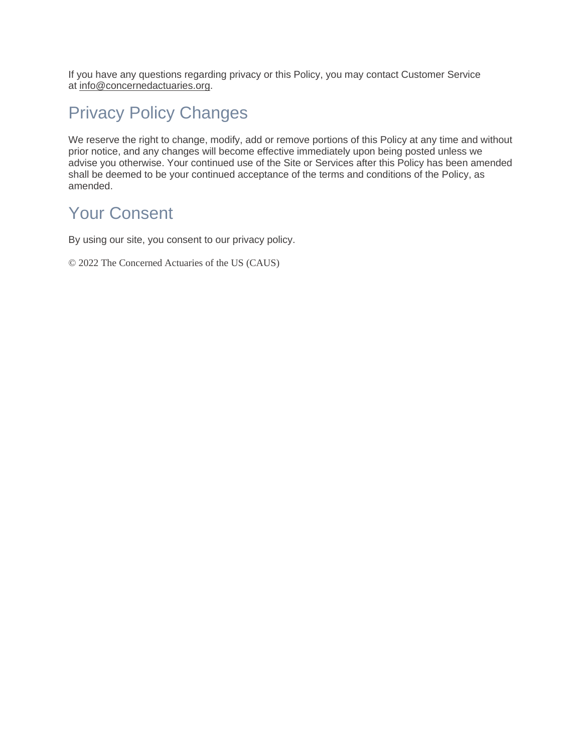If you have any questions regarding privacy or this Policy, you may contact Customer Service at info@concernedactuaries.org.

## Privacy Policy Changes

We reserve the right to change, modify, add or remove portions of this Policy at any time and without prior notice, and any changes will become effective immediately upon being posted unless we advise you otherwise. Your continued use of the Site or Services after this Policy has been amended shall be deemed to be your continued acceptance of the terms and conditions of the Policy, as amended.

## Your Consent

By using our site, you consent to our privacy policy.

© 2022 The Concerned Actuaries of the US (CAUS)